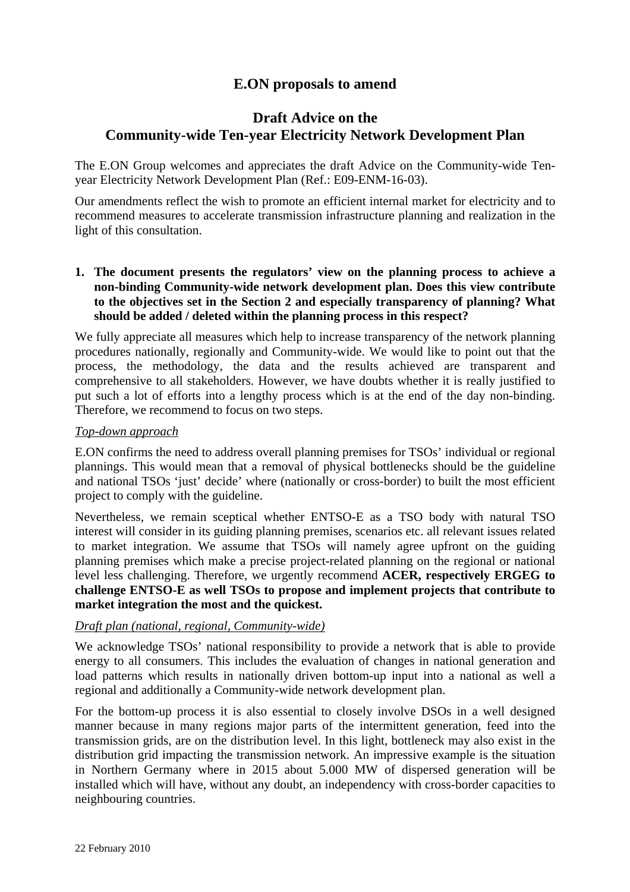# E.ON proposals to amend

## Draft Advice on the Community-wide Ten-year Electricity Network Development Plan

The E.ON Group welcomes and appreciates the draft Advice on the Community-wide Ten-year Electricity Network Development Plan (Ref.: E09-ENM-16-03).

Our amendments reflect the wish to promote an efficient internal market for electricity and to recommend measures to accelerate transmission infrastructure planning and realization in the light of this consultation.

**1. The document presents the regulators' view on the planning process to achieve a non-binding Community-wide network development plan. Does this view contribute to the objectives set in the Section 2 and especially transparency of planning? What should be added / deleted within the planning process in this respect?**

We fully appreciate all measures which help to increase transparency of the network planning procedures nationally, regionally and Community-wide. We would like to point out that the process, the methodology, the data and the results achieved are transparent and comprehensive to all stakeholders. However, we have doubts whether it is really justified to put such a lot of efforts into a lengthy process which is at the end of the day non-binding. Therefore, we recommend to focus on two steps.

*Top-down approach*

E.ON confirms the need to address overall planning premises for TSOs' individual or regional plannings. This would mean that a removal of physical bottlenecks should be the guideline and national TSOs 'just' decide' where (nationally or cross-border) to built the most efficient project to comply with the guideline.

Nevertheless, we remain sceptical whether ENTSO-E as a TSO body with natural TSO interest will consider in its guiding planning premises, scenarios etc. all relevant issues related to market integration. We assume that TSOs will namely agree upfront on the guiding planning premises which make a precise project-related planning on the regional or national level less challenging. Therefore, we urgently recommend **ACER, respectively ERGEG to challenge ENTSO-E as well TSOs to propose and implement projects that contribute to market integration the most and the quickest.**

*Draft plan (national, regional, Community-wide)*

We acknowledge TSOs' national responsibility to provide a network that is able to provide energy to all consumers. This includes the evaluation of changes in national generation and load patterns which results in nationally driven bottom-up input into a national as well a regional and additionally a Community-wide network development plan.

For the bottom-up process it is also essential to closely involve DSOs in a well designed manner because in many regions major parts of the intermittent generation, feed into the transmission grids, are on the distribution level. In this light, bottleneck may also exist in the distribution grid impacting the transmission network. An impressive example is the situation in Northern Germany where in 2015 about 5.000 MW of dispersed generation will be installed which will have, without any doubt, an independency with cross-border capacities to neighbouring countries.

22 February 2010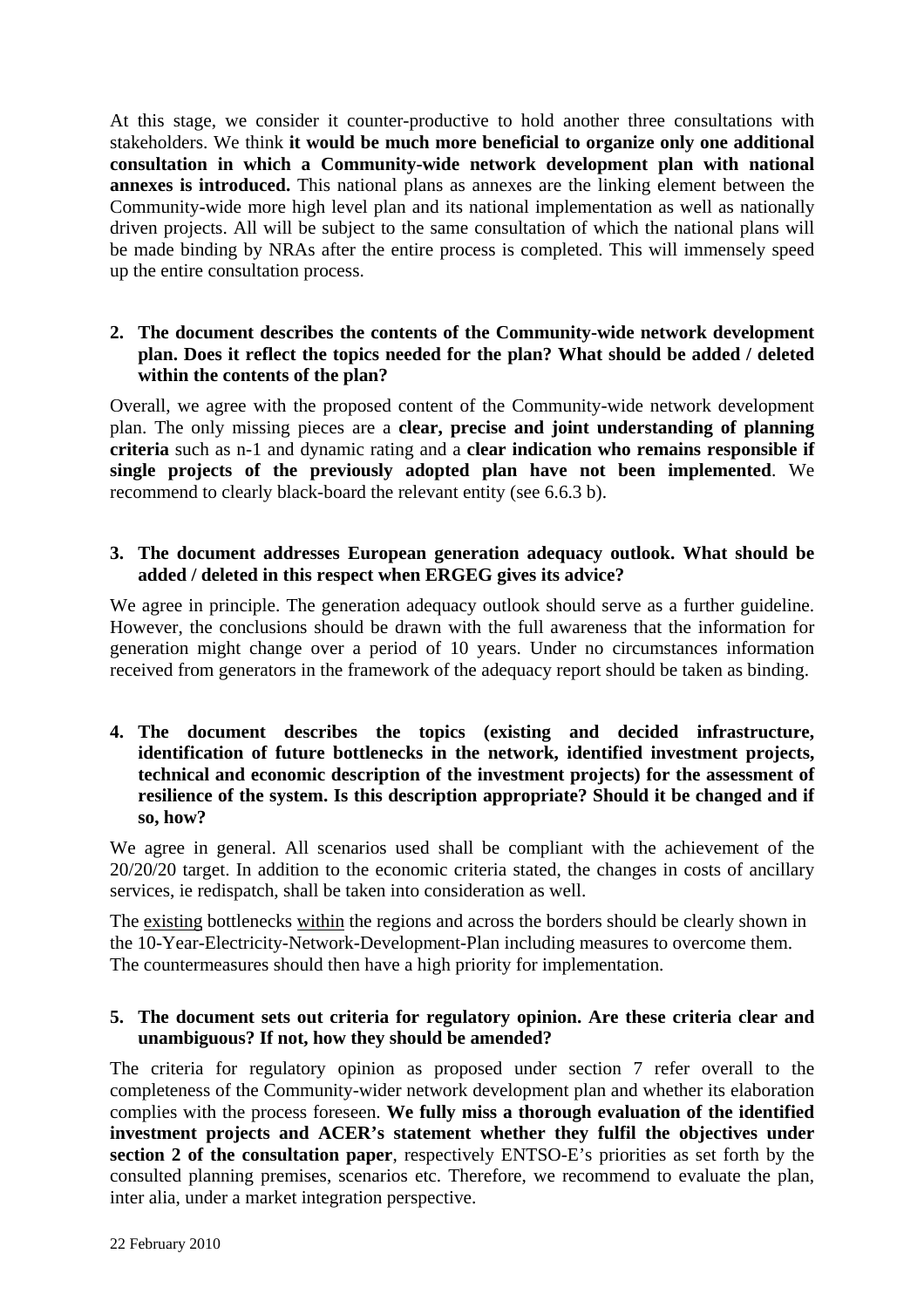At this stage, we consider it counter-productive to hold another three consultations with stakeholders. We think **it would be much more beneficial to organize only one additional consultation in which a Community-wide network development plan with national annexes is introduced.** This national plans as annexes are the linking element between the Community-wide more high level plan and its national implementation as well as nationally driven projects. All will be subject to the same consultation of which the national plans will be made binding by NRAs after the entire process is completed. This will immensely speed up the entire consultation process.

2. **The document describes the contents of the Community-wide network development plan. Does it reflect the topics needed for the plan? What should be added / deleted within the contents of the plan?**

Overall, we agree with the proposed content of the Community-wide network development plan. The only missing pieces are a **clear, precise and joint understanding of planning criteria** such as n-1 and dynamic rating and a **clear indication who remains responsible if single projects of the previously adopted plan have not been implemented**. We recommend to clearly black-board the relevant entity (see 6.6.3 b).

3. **The document addresses European generation adequacy outlook. What should be added / deleted in this respect when ERGEG gives its advice?**

We agree in principle. The generation adequacy outlook should serve as a further guideline. However, the conclusions should be drawn with the full awareness that the information for generation might change over a period of 10 years. Under no circumstances information received from generators in the framework of the adequacy report should be taken as binding.

4. **The document describes the topics (existing and decided infrastructure, identification of future bottlenecks in the network, identified investment projects, technical and economic description of the investment projects) for the assessment of resilience of the system. Is this description appropriate? Should it be changed and if so, how?**

We agree in general. All scenarios used shall be compliant with the achievement of the 20/20/20 target. In addition to the economic criteria stated, the changes in costs of ancillary services, ie redispatch, shall be taken into consideration as well.

The existing bottlenecks within the regions and across the borders should be clearly shown in the 10-Year-Electricity-Network-Development-Plan including measures to overcome them. The countermeasures should then have a high priority for implementation.

5. **The document sets out criteria for regulatory opinion. Are these criteria clear and unambiguous? If not, how they should be amended?**

The criteria for regulatory opinion as proposed under section 7 refer overall to the completeness of the Community-wider network development plan and whether its elaboration complies with the process foreseen. **We fully miss a thorough evaluation of the identified investment projects and ACER's statement whether they fulfil the objectives under section 2 of the consultation paper**, respectively ENTSO-E's priorities as set forth by the consulted planning premises, scenarios etc. Therefore, we recommend to evaluate the plan, inter alia, under a market integration perspective.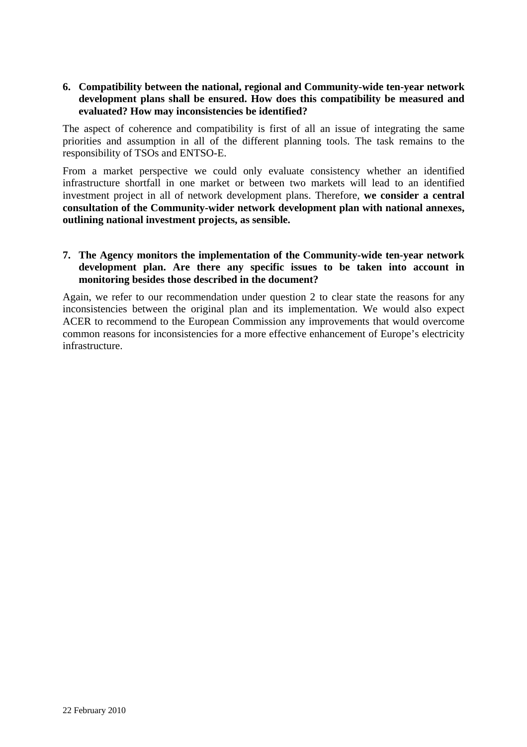6. **Compatibility between the national, regional and Community-wide ten-year network development plans shall be ensured. How does this compatibility be measured and evaluated? How may inconsistencies be identified?**

The aspect of coherence and compatibility is first of all an issue of integrating the same priorities and assumption in all of the different planning tools. The task remains to the responsibility of TSOs and ENTSO-E.

From a market perspective we could only evaluate consistency whether an identified infrastructure shortfall in one market or between two markets will lead to an identified investment project in all of network development plans. Therefore, **we consider a central consultation of the Community-wider network development plan with national annexes, outlining national investment projects, as sensible.**

7. **The Agency monitors the implementation of the Community-wide ten-year network development plan. Are there any specific issues to be taken into account in monitoring besides those described in the document?**

Again, we refer to our recommendation under question 2 to clear state the reasons for any inconsistencies between the original plan and its implementation. We would also expect ACER to recommend to the European Commission any improvements that would overcome common reasons for inconsistencies for a more effective enhancement of Europe's electricity infrastructure.

22 February 2010